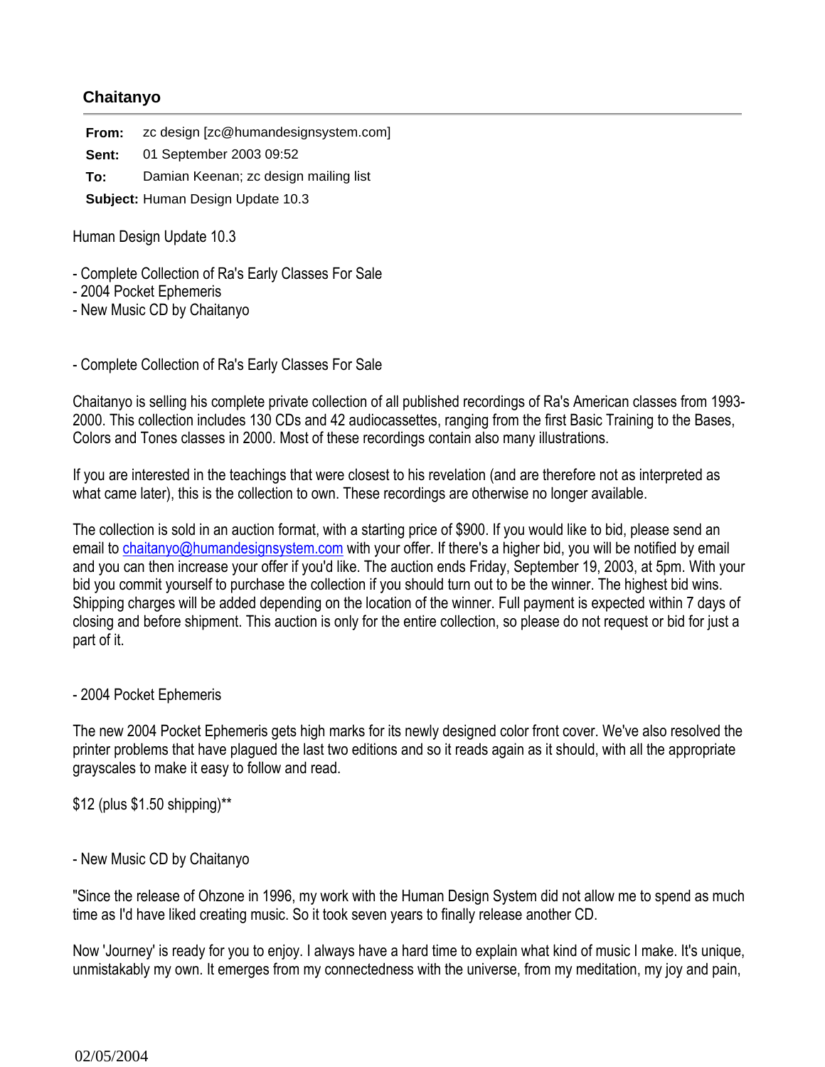## Chaitanyo

**From:** zc design [zc@humandesignsystem.com]
**Sent:** 01 September 2003 09:52
**To:** Damian Keenan; zc design mailing list
**Subject:** Human Design Update 10.3

Human Design Update 10.3

- Complete Collection of Ra's Early Classes For Sale
- 2004 Pocket Ephemeris
- New Music CD by Chaitanyo

- Complete Collection of Ra's Early Classes For Sale

Chaitanyo is selling his complete private collection of all published recordings of Ra's American classes from 1993-2000. This collection includes 130 CDs and 42 audiocassettes, ranging from the first Basic Training to the Bases, Colors and Tones classes in 2000. Most of these recordings contain also many illustrations.

If you are interested in the teachings that were closest to his revelation (and are therefore not as interpreted as what came later), this is the collection to own. These recordings are otherwise no longer available.

The collection is sold in an auction format, with a starting price of $900. If you would like to bid, please send an email to chaitanyo@humandesignsystem.com with your offer. If there's a higher bid, you will be notified by email and you can then increase your offer if you'd like. The auction ends Friday, September 19, 2003, at 5pm. With your bid you commit yourself to purchase the collection if you should turn out to be the winner. The highest bid wins. Shipping charges will be added depending on the location of the winner. Full payment is expected within 7 days of closing and before shipment. This auction is only for the entire collection, so please do not request or bid for just a part of it.

- 2004 Pocket Ephemeris

The new 2004 Pocket Ephemeris gets high marks for its newly designed color front cover. We've also resolved the printer problems that have plagued the last two editions and so it reads again as it should, with all the appropriate grayscales to make it easy to follow and read.

$12 (plus $1.50 shipping)**

- New Music CD by Chaitanyo

"Since the release of Ohzone in 1996, my work with the Human Design System did not allow me to spend as much time as I'd have liked creating music. So it took seven years to finally release another CD.

Now 'Journey' is ready for you to enjoy. I always have a hard time to explain what kind of music I make. It's unique, unmistakably my own. It emerges from my connectedness with the universe, from my meditation, my joy and pain,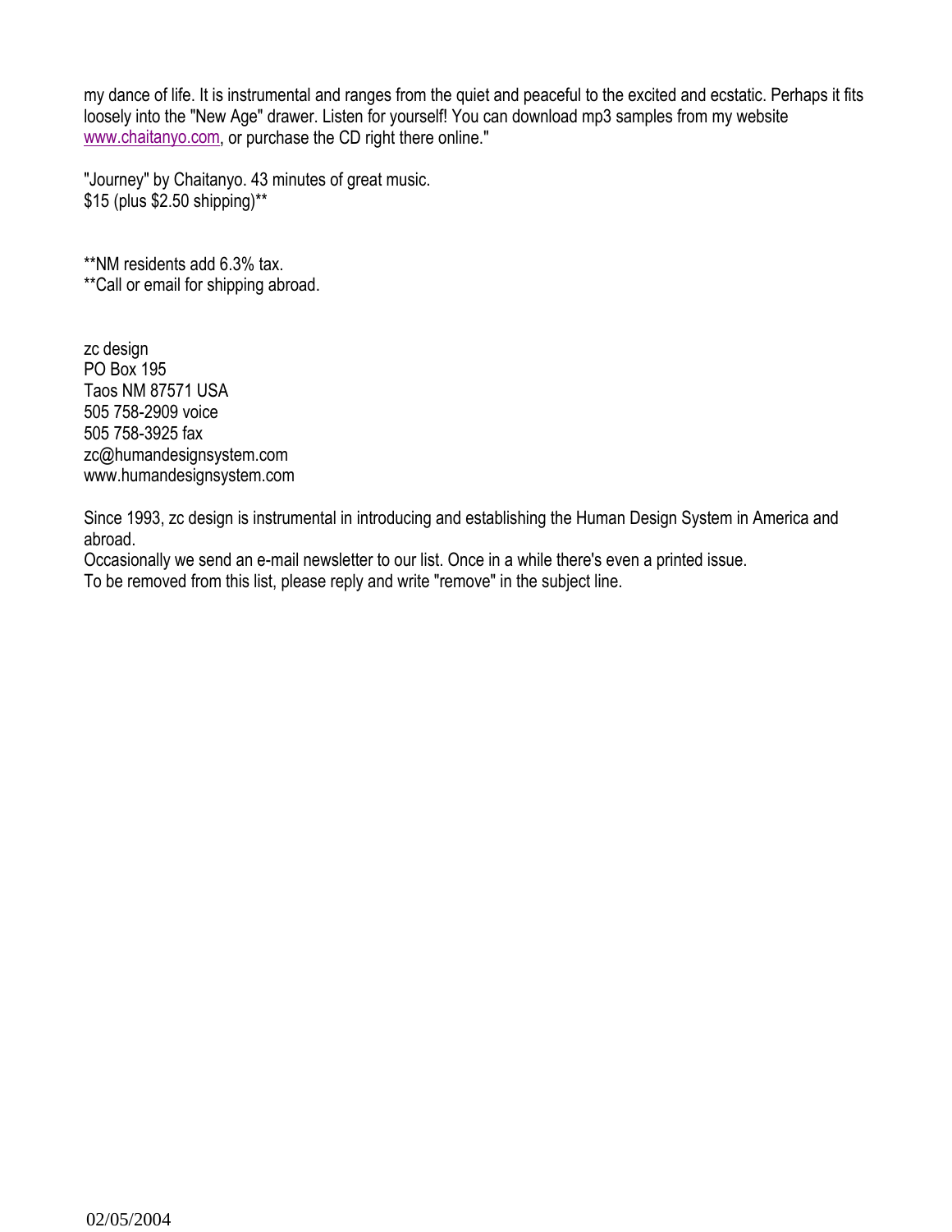my dance of life. It is instrumental and ranges from the quiet and peaceful to the excited and ecstatic. Perhaps it fits loosely into the "New Age" drawer. Listen for yourself! You can download mp3 samples from my website www.chaitanyo.com, or purchase the CD right there online."

"Journey" by Chaitanyo. 43 minutes of great music.
$15 (plus $2.50 shipping)**

**NM residents add 6.3% tax.
**Call or email for shipping abroad.

zc design
PO Box 195
Taos NM 87571 USA
505 758-2909 voice
505 758-3925 fax
zc@humandesignsystem.com
www.humandesignsystem.com

Since 1993, zc design is instrumental in introducing and establishing the Human Design System in America and abroad.
Occasionally we send an e-mail newsletter to our list. Once in a while there's even a printed issue.
To be removed from this list, please reply and write "remove" in the subject line.

02/05/2004